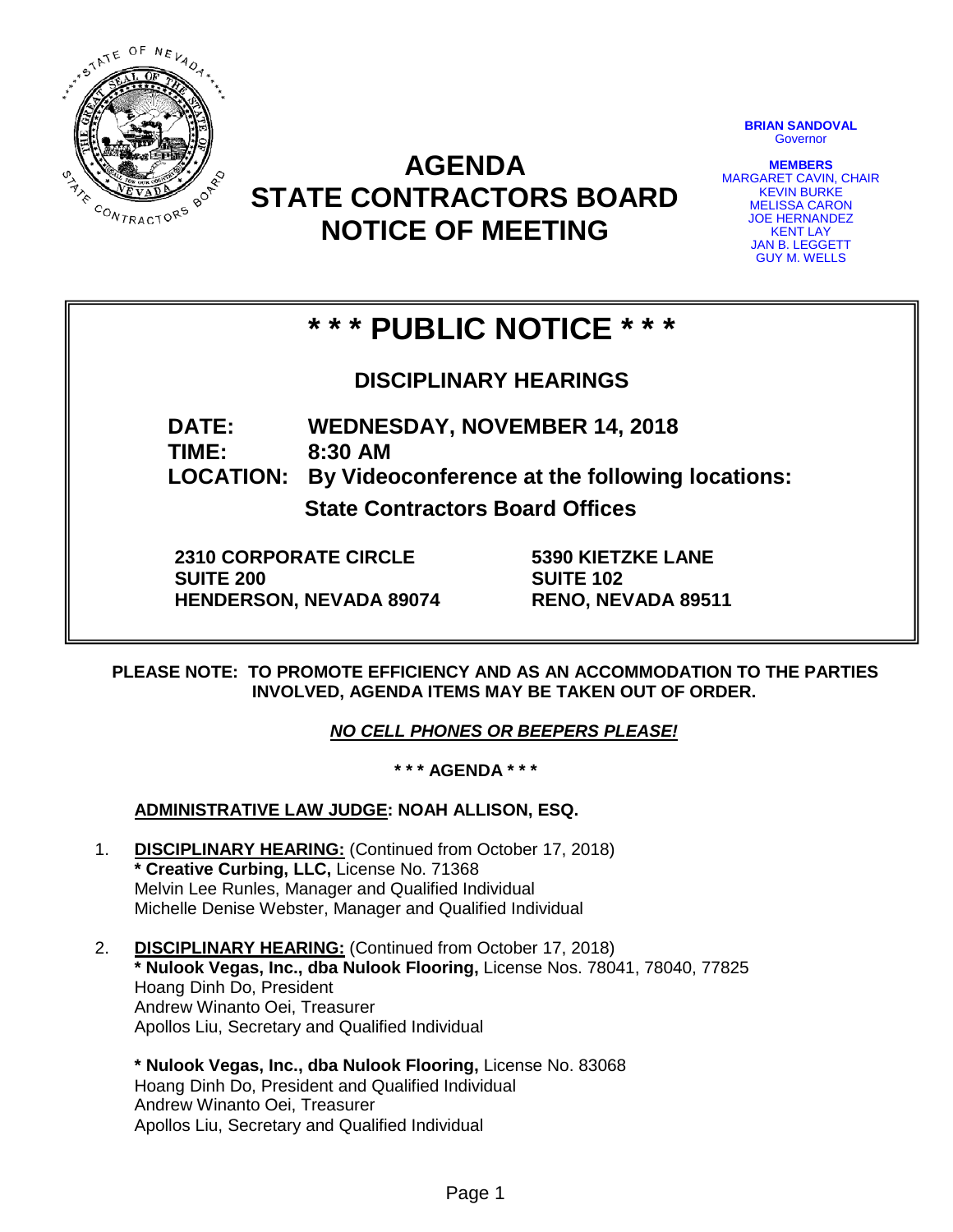# AGENDA
# STATE CONTRACTORS BOARD
# NOTICE OF MEETING

**BRIAN SANDOVAL**
Governor

**MEMBERS**
MARGARET CAVIN, CHAIR
KEVIN BURKE
MELISSA CARON
JOE HERNANDEZ
KENT LAY
JAN B. LEGGETT
GUY M. WELLS

## * * * PUBLIC NOTICE * * *

### DISCIPLINARY HEARINGS

**DATE:** **WEDNESDAY, NOVEMBER 14, 2018**
**TIME:** **8:30 AM**
**LOCATION:** **By Videoconference at the following locations:**
**State Contractors Board Offices**

**2310 CORPORATE CIRCLE**
**SUITE 200**
**HENDERSON, NEVADA 89074**

**5390 KIETZKE LANE**
**SUITE 102**
**RENO, NEVADA 89511**

**PLEASE NOTE: TO PROMOTE EFFICIENCY AND AS AN ACCOMMODATION TO THE PARTIES INVOLVED, AGENDA ITEMS MAY BE TAKEN OUT OF ORDER.**

***NO CELL PHONES OR BEEPERS PLEASE!***

**\* \* \* AGENDA \* \* \***

**ADMINISTRATIVE LAW JUDGE: NOAH ALLISON, ESQ.**

1. **DISCIPLINARY HEARING:** (Continued from October 17, 2018)
   **\* Creative Curbing, LLC,** License No. 71368
   Melvin Lee Runles, Manager and Qualified Individual
   Michelle Denise Webster, Manager and Qualified Individual

2. **DISCIPLINARY HEARING:** (Continued from October 17, 2018)
   **\* Nulook Vegas, Inc., dba Nulook Flooring,** License Nos. 78041, 78040, 77825
   Hoang Dinh Do, President
   Andrew Winanto Oei, Treasurer
   Apollos Liu, Secretary and Qualified Individual

   **\* Nulook Vegas, Inc., dba Nulook Flooring,** License No. 83068
   Hoang Dinh Do, President and Qualified Individual
   Andrew Winanto Oei, Treasurer
   Apollos Liu, Secretary and Qualified Individual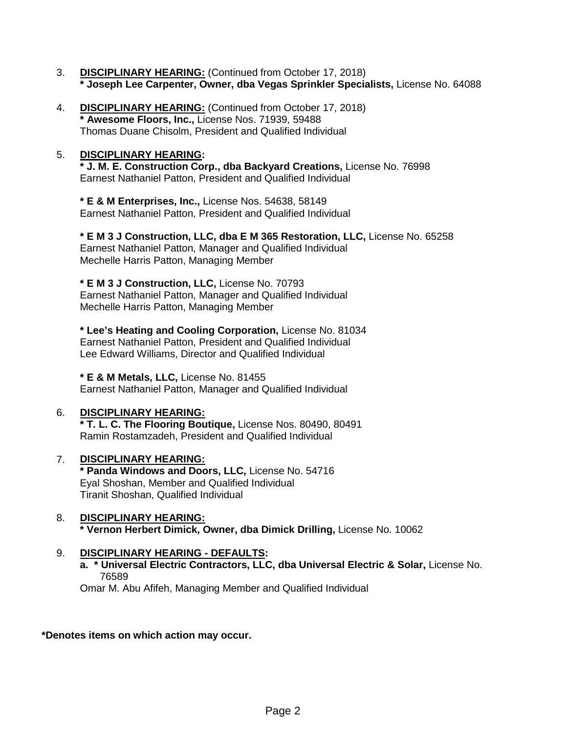3. **DISCIPLINARY HEARING:** (Continued from October 17, 2018)
   **\* Joseph Lee Carpenter, Owner, dba Vegas Sprinkler Specialists,** License No. 64088

4. **DISCIPLINARY HEARING:** (Continued from October 17, 2018)
   **\* Awesome Floors, Inc.,** License Nos. 71939, 59488
   Thomas Duane Chisolm, President and Qualified Individual

5. **DISCIPLINARY HEARING:**
   **\* J. M. E. Construction Corp., dba Backyard Creations,** License No. 76998
   Earnest Nathaniel Patton, President and Qualified Individual

   **\* E & M Enterprises, Inc.,** License Nos. 54638, 58149
   Earnest Nathaniel Patton, President and Qualified Individual

   **\* E M 3 J Construction, LLC, dba E M 365 Restoration, LLC,** License No. 65258
   Earnest Nathaniel Patton, Manager and Qualified Individual
   Mechelle Harris Patton, Managing Member

   **\* E M 3 J Construction, LLC,** License No. 70793
   Earnest Nathaniel Patton, Manager and Qualified Individual
   Mechelle Harris Patton, Managing Member

   **\* Lee's Heating and Cooling Corporation,** License No. 81034
   Earnest Nathaniel Patton, President and Qualified Individual
   Lee Edward Williams, Director and Qualified Individual

   **\* E & M Metals, LLC,** License No. 81455
   Earnest Nathaniel Patton, Manager and Qualified Individual

6. **DISCIPLINARY HEARING:**
   **\* T. L. C. The Flooring Boutique,** License Nos. 80490, 80491
   Ramin Rostamzadeh, President and Qualified Individual

7. **DISCIPLINARY HEARING:**
   **\* Panda Windows and Doors, LLC,** License No. 54716
   Eyal Shoshan, Member and Qualified Individual
   Tiranit Shoshan, Qualified Individual

8. **DISCIPLINARY HEARING:**
   **\* Vernon Herbert Dimick, Owner, dba Dimick Drilling,** License No. 10062

9. **DISCIPLINARY HEARING - DEFAULTS:**
   **a. \* Universal Electric Contractors, LLC, dba Universal Electric & Solar,** License No. 76589
   Omar M. Abu Afifeh, Managing Member and Qualified Individual

**\*Denotes items on which action may occur.**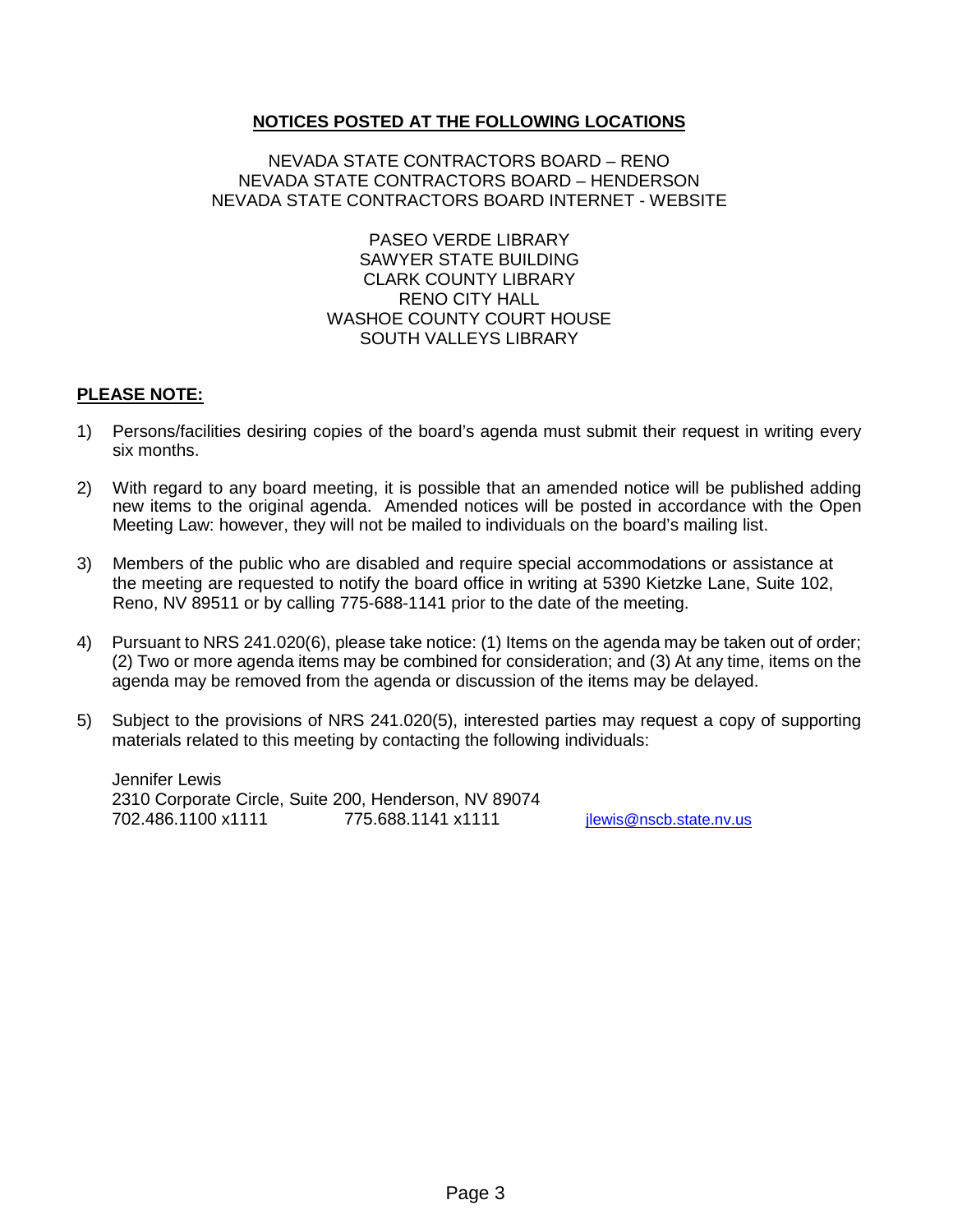## NOTICES POSTED AT THE FOLLOWING LOCATIONS

NEVADA STATE CONTRACTORS BOARD – RENO
NEVADA STATE CONTRACTORS BOARD – HENDERSON
NEVADA STATE CONTRACTORS BOARD INTERNET - WEBSITE

PASEO VERDE LIBRARY
SAWYER STATE BUILDING
CLARK COUNTY LIBRARY
RENO CITY HALL
WASHOE COUNTY COURT HOUSE
SOUTH VALLEYS LIBRARY

**PLEASE NOTE:**

1) Persons/facilities desiring copies of the board's agenda must submit their request in writing every six months.

2) With regard to any board meeting, it is possible that an amended notice will be published adding new items to the original agenda. Amended notices will be posted in accordance with the Open Meeting Law: however, they will not be mailed to individuals on the board's mailing list.

3) Members of the public who are disabled and require special accommodations or assistance at the meeting are requested to notify the board office in writing at 5390 Kietzke Lane, Suite 102, Reno, NV 89511 or by calling 775-688-1141 prior to the date of the meeting.

4) Pursuant to NRS 241.020(6), please take notice: (1) Items on the agenda may be taken out of order; (2) Two or more agenda items may be combined for consideration; and (3) At any time, items on the agenda may be removed from the agenda or discussion of the items may be delayed.

5) Subject to the provisions of NRS 241.020(5), interested parties may request a copy of supporting materials related to this meeting by contacting the following individuals:

   Jennifer Lewis
   2310 Corporate Circle, Suite 200, Henderson, NV 89074
   702.486.1100 x1111  775.688.1141 x1111  jlewis@nscb.state.nv.us